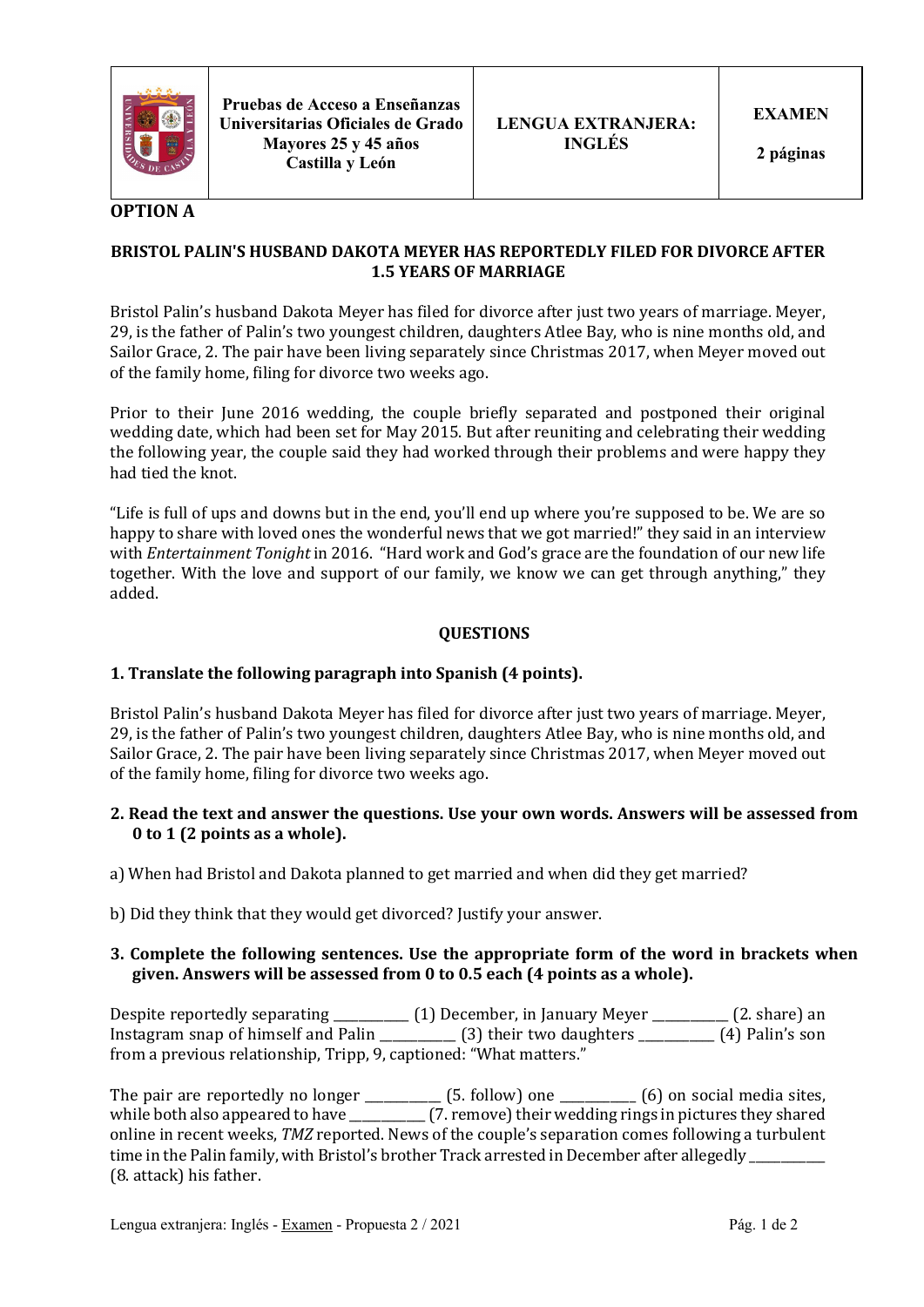| | Pruebas de Acceso a Enseñanzas Universitarias Oficiales de Grado Mayores 25 y 45 años Castilla y León | LENGUA EXTRANJERA: INGLÉS | EXAMEN 2 páginas |
|---|---|---|---|

**OPTION A**

### BRISTOL PALIN'S HUSBAND DAKOTA MEYER HAS REPORTEDLY FILED FOR DIVORCE AFTER 1.5 YEARS OF MARRIAGE

Bristol Palin's husband Dakota Meyer has filed for divorce after just two years of marriage. Meyer, 29, is the father of Palin's two youngest children, daughters Atlee Bay, who is nine months old, and Sailor Grace, 2. The pair have been living separately since Christmas 2017, when Meyer moved out of the family home, filing for divorce two weeks ago.

Prior to their June 2016 wedding, the couple briefly separated and postponed their original wedding date, which had been set for May 2015. But after reuniting and celebrating their wedding the following year, the couple said they had worked through their problems and were happy they had tied the knot.

"Life is full of ups and downs but in the end, you'll end up where you're supposed to be. We are so happy to share with loved ones the wonderful news that we got married!" they said in an interview with *Entertainment Tonight* in 2016. "Hard work and God's grace are the foundation of our new life together. With the love and support of our family, we know we can get through anything," they added.

**QUESTIONS**

**1. Translate the following paragraph into Spanish (4 points).**

Bristol Palin's husband Dakota Meyer has filed for divorce after just two years of marriage. Meyer, 29, is the father of Palin's two youngest children, daughters Atlee Bay, who is nine months old, and Sailor Grace, 2. The pair have been living separately since Christmas 2017, when Meyer moved out of the family home, filing for divorce two weeks ago.

**2. Read the text and answer the questions. Use your own words. Answers will be assessed from 0 to 1 (2 points as a whole).**

a) When had Bristol and Dakota planned to get married and when did they get married?

b) Did they think that they would get divorced? Justify your answer.

**3. Complete the following sentences. Use the appropriate form of the word in brackets when given. Answers will be assessed from 0 to 0.5 each (4 points as a whole).**

Despite reportedly separating __________ (1) December, in January Meyer __________ (2. share) an Instagram snap of himself and Palin __________ (3) their two daughters __________ (4) Palin's son from a previous relationship, Tripp, 9, captioned: "What matters."

The pair are reportedly no longer __________ (5. follow) one __________ (6) on social media sites, while both also appeared to have __________ (7. remove) their wedding rings in pictures they shared online in recent weeks, *TMZ* reported. News of the couple's separation comes following a turbulent time in the Palin family, with Bristol's brother Track arrested in December after allegedly __________ (8. attack) his father.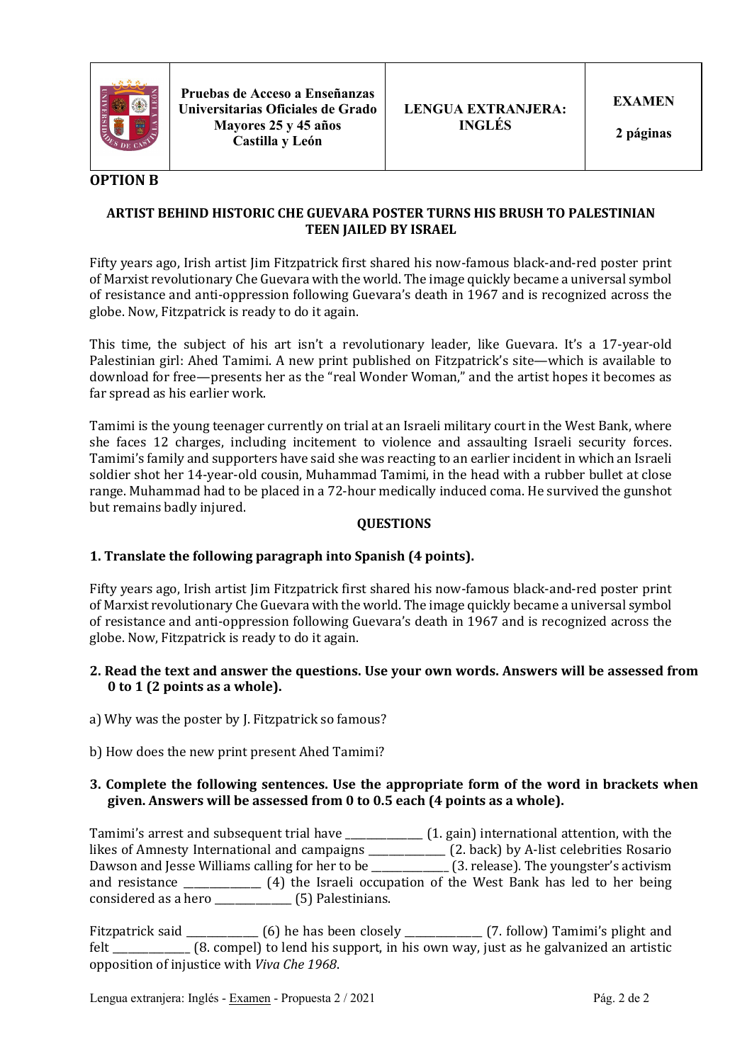| | | | |
|---|---|---|---|
| | **Pruebas de Acceso a Enseñanzas Universitarias Oficiales de Grado Mayores 25 y 45 años Castilla y León** | **LENGUA EXTRANJERA: INGLÉS** | **EXAMEN** **2 páginas** |

## OPTION B

### ARTIST BEHIND HISTORIC CHE GUEVARA POSTER TURNS HIS BRUSH TO PALESTINIAN TEEN JAILED BY ISRAEL

Fifty years ago, Irish artist Jim Fitzpatrick first shared his now-famous black-and-red poster print of Marxist revolutionary Che Guevara with the world. The image quickly became a universal symbol of resistance and anti-oppression following Guevara's death in 1967 and is recognized across the globe. Now, Fitzpatrick is ready to do it again.

This time, the subject of his art isn't a revolutionary leader, like Guevara. It's a 17-year-old Palestinian girl: Ahed Tamimi. A new print published on Fitzpatrick's site—which is available to download for free—presents her as the "real Wonder Woman," and the artist hopes it becomes as far spread as his earlier work.

Tamimi is the young teenager currently on trial at an Israeli military court in the West Bank, where she faces 12 charges, including incitement to violence and assaulting Israeli security forces. Tamimi's family and supporters have said she was reacting to an earlier incident in which an Israeli soldier shot her 14-year-old cousin, Muhammad Tamimi, in the head with a rubber bullet at close range. Muhammad had to be placed in a 72-hour medically induced coma. He survived the gunshot but remains badly injured.

### QUESTIONS

**1. Translate the following paragraph into Spanish (4 points).**

Fifty years ago, Irish artist Jim Fitzpatrick first shared his now-famous black-and-red poster print of Marxist revolutionary Che Guevara with the world. The image quickly became a universal symbol of resistance and anti-oppression following Guevara's death in 1967 and is recognized across the globe. Now, Fitzpatrick is ready to do it again.

**2. Read the text and answer the questions. Use your own words. Answers will be assessed from 0 to 1 (2 points as a whole).**

a) Why was the poster by J. Fitzpatrick so famous?

b) How does the new print present Ahed Tamimi?

**3. Complete the following sentences. Use the appropriate form of the word in brackets when given. Answers will be assessed from 0 to 0.5 each (4 points as a whole).**

Tamimi's arrest and subsequent trial have ____________ (1. gain) international attention, with the likes of Amnesty International and campaigns ____________ (2. back) by A-list celebrities Rosario Dawson and Jesse Williams calling for her to be ____________ (3. release). The youngster's activism and resistance ____________ (4) the Israeli occupation of the West Bank has led to her being considered as a hero ____________ (5) Palestinians.

Fitzpatrick said ____________ (6) he has been closely ____________ (7. follow) Tamimi's plight and felt ____________ (8. compel) to lend his support, in his own way, just as he galvanized an artistic opposition of injustice with *Viva Che 1968*.